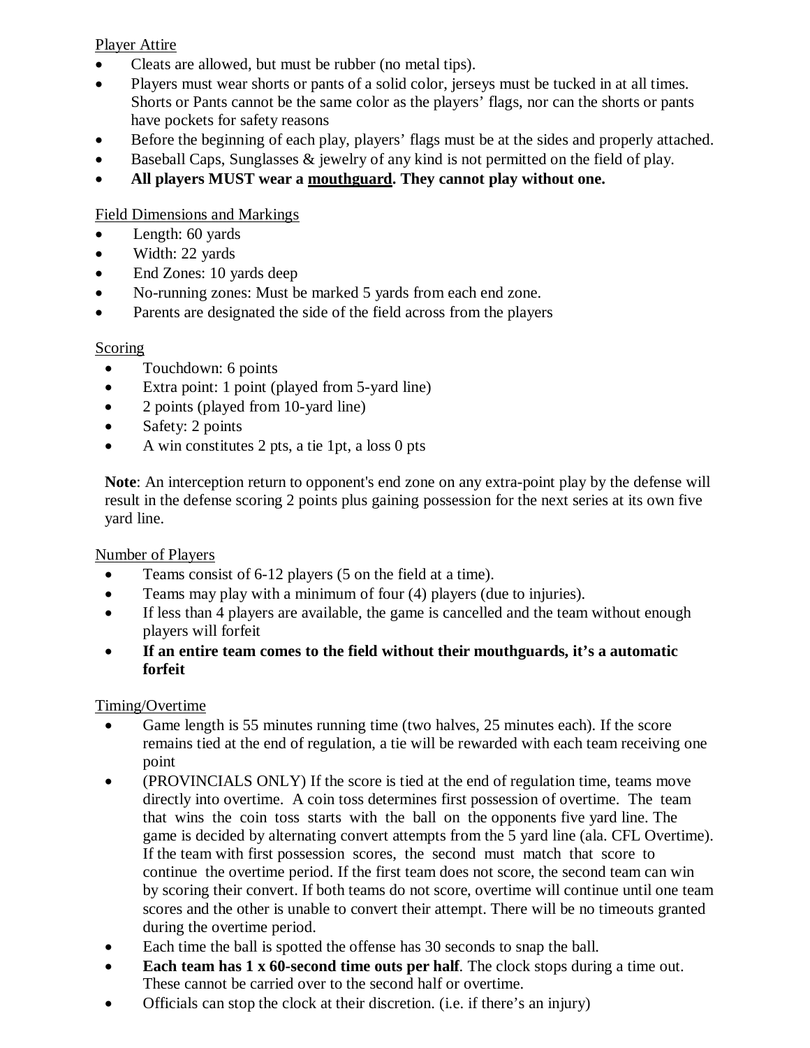## Player Attire

- Cleats are allowed, but must be rubber (no metal tips).
- Players must wear shorts or pants of a solid color, jerseys must be tucked in at all times. Shorts or Pants cannot be the same color as the players' flags, nor can the shorts or pants have pockets for safety reasons
- Before the beginning of each play, players' flags must be at the sides and properly attached.
- Baseball Caps, Sunglasses & jewelry of any kind is not permitted on the field of play.
- **All players MUST wear a <u>mouthguard</u>. They cannot play without one.**

## Field Dimensions and Markings

- Length: 60 yards
- Width: 22 yards
- End Zones: 10 yards deep
- No-running zones: Must be marked 5 yards from each end zone.
- Parents are designated the side of the field across from the players

## Scoring

- Touchdown: 6 points
- Extra point: 1 point (played from 5-yard line)
- 2 points (played from 10-yard line)
- Safety: 2 points
- A win constitutes 2 pts, a tie 1pt, a loss 0 pts

**Note**: An interception return to opponent's end zone on any extra-point play by the defense will result in the defense scoring 2 points plus gaining possession for the next series at its own five yard line.

## Number of Players

- Teams consist of 6-12 players (5 on the field at a time).
- Teams may play with a minimum of four (4) players (due to injuries).
- If less than 4 players are available, the game is cancelled and the team without enough players will forfeit
- **If an entire team comes to the field without their mouthguards, it's a automatic forfeit**

## Timing/Overtime

- Game length is 55 minutes running time (two halves, 25 minutes each). If the score remains tied at the end of regulation, a tie will be rewarded with each team receiving one point
- (PROVINCIALS ONLY) If the score is tied at the end of regulation time, teams move directly into overtime. A coin toss determines first possession of overtime. The team that wins the coin toss starts with the ball on the opponents five yard line. The game is decided by alternating convert attempts from the 5 yard line (ala. CFL Overtime). If the team with first possession scores, the second must match that score to continue the overtime period. If the first team does not score, the second team can win by scoring their convert. If both teams do not score, overtime will continue until one team scores and the other is unable to convert their attempt. There will be no timeouts granted during the overtime period.
- Each time the ball is spotted the offense has 30 seconds to snap the ball.
- **Each team has 1 x 60-second time outs per half**. The clock stops during a time out. These cannot be carried over to the second half or overtime.
- Officials can stop the clock at their discretion. (i.e. if there's an injury)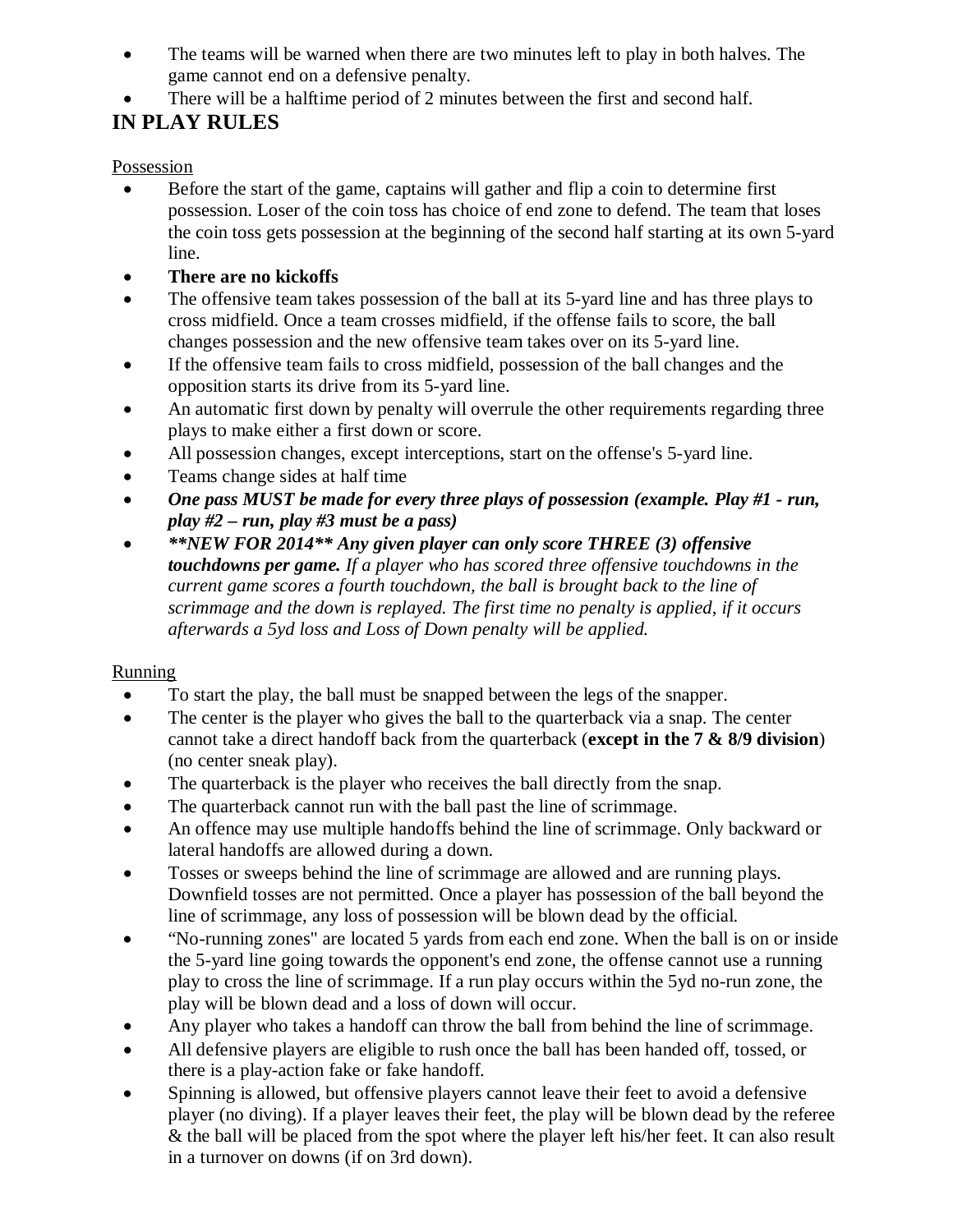- The teams will be warned when there are two minutes left to play in both halves. The game cannot end on a defensive penalty.
- There will be a halftime period of 2 minutes between the first and second half.

## IN PLAY RULES

Possession

- Before the start of the game, captains will gather and flip a coin to determine first possession. Loser of the coin toss has choice of end zone to defend. The team that loses the coin toss gets possession at the beginning of the second half starting at its own 5-yard line.
- **There are no kickoffs**
- The offensive team takes possession of the ball at its 5-yard line and has three plays to cross midfield. Once a team crosses midfield, if the offense fails to score, the ball changes possession and the new offensive team takes over on its 5-yard line.
- If the offensive team fails to cross midfield, possession of the ball changes and the opposition starts its drive from its 5-yard line.
- An automatic first down by penalty will overrule the other requirements regarding three plays to make either a first down or score.
- All possession changes, except interceptions, start on the offense's 5-yard line.
- Teams change sides at half time
- ***One pass MUST be made for every three plays of possession (example. Play #1 - run, play #2 – run, play #3 must be a pass)***
- ***\*\*NEW FOR 2014\*\* Any given player can only score THREE (3) offensive touchdowns per game.*** *If a player who has scored three offensive touchdowns in the current game scores a fourth touchdown, the ball is brought back to the line of scrimmage and the down is replayed. The first time no penalty is applied, if it occurs afterwards a 5yd loss and Loss of Down penalty will be applied.*

Running

- To start the play, the ball must be snapped between the legs of the snapper.
- The center is the player who gives the ball to the quarterback via a snap. The center cannot take a direct handoff back from the quarterback (**except in the 7 & 8/9 division**) (no center sneak play).
- The quarterback is the player who receives the ball directly from the snap.
- The quarterback cannot run with the ball past the line of scrimmage.
- An offence may use multiple handoffs behind the line of scrimmage. Only backward or lateral handoffs are allowed during a down.
- Tosses or sweeps behind the line of scrimmage are allowed and are running plays. Downfield tosses are not permitted. Once a player has possession of the ball beyond the line of scrimmage, any loss of possession will be blown dead by the official.
- "No-running zones" are located 5 yards from each end zone. When the ball is on or inside the 5-yard line going towards the opponent's end zone, the offense cannot use a running play to cross the line of scrimmage. If a run play occurs within the 5yd no-run zone, the play will be blown dead and a loss of down will occur.
- Any player who takes a handoff can throw the ball from behind the line of scrimmage.
- All defensive players are eligible to rush once the ball has been handed off, tossed, or there is a play-action fake or fake handoff.
- Spinning is allowed, but offensive players cannot leave their feet to avoid a defensive player (no diving). If a player leaves their feet, the play will be blown dead by the referee & the ball will be placed from the spot where the player left his/her feet. It can also result in a turnover on downs (if on 3rd down).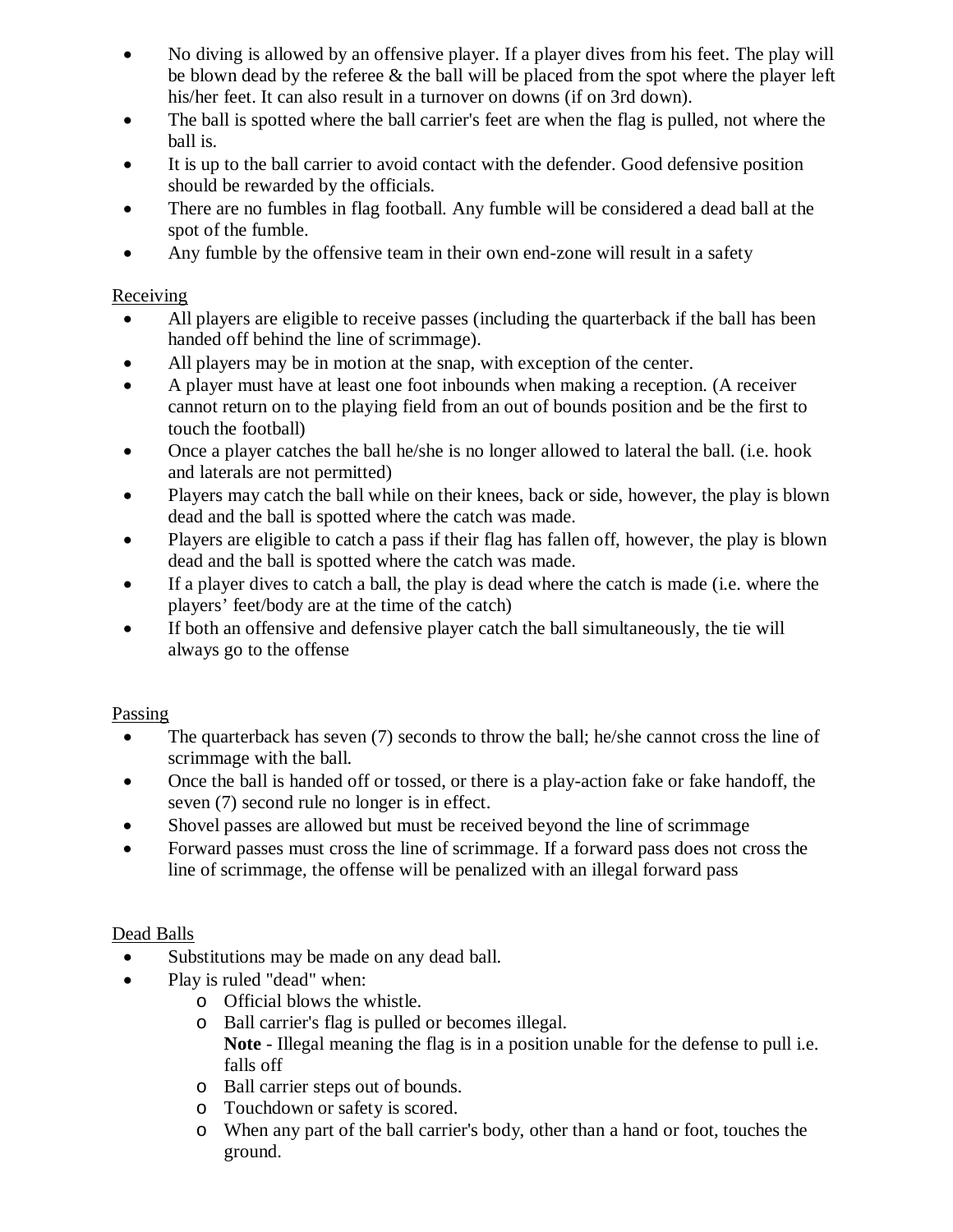- No diving is allowed by an offensive player. If a player dives from his feet. The play will be blown dead by the referee & the ball will be placed from the spot where the player left his/her feet. It can also result in a turnover on downs (if on 3rd down).
- The ball is spotted where the ball carrier's feet are when the flag is pulled, not where the ball is.
- It is up to the ball carrier to avoid contact with the defender. Good defensive position should be rewarded by the officials.
- There are no fumbles in flag football. Any fumble will be considered a dead ball at the spot of the fumble.
- Any fumble by the offensive team in their own end-zone will result in a safety

Receiving

- All players are eligible to receive passes (including the quarterback if the ball has been handed off behind the line of scrimmage).
- All players may be in motion at the snap, with exception of the center.
- A player must have at least one foot inbounds when making a reception. (A receiver cannot return on to the playing field from an out of bounds position and be the first to touch the football)
- Once a player catches the ball he/she is no longer allowed to lateral the ball. (i.e. hook and laterals are not permitted)
- Players may catch the ball while on their knees, back or side, however, the play is blown dead and the ball is spotted where the catch was made.
- Players are eligible to catch a pass if their flag has fallen off, however, the play is blown dead and the ball is spotted where the catch was made.
- If a player dives to catch a ball, the play is dead where the catch is made (i.e. where the players' feet/body are at the time of the catch)
- If both an offensive and defensive player catch the ball simultaneously, the tie will always go to the offense

Passing

- The quarterback has seven (7) seconds to throw the ball; he/she cannot cross the line of scrimmage with the ball.
- Once the ball is handed off or tossed, or there is a play-action fake or fake handoff, the seven (7) second rule no longer is in effect.
- Shovel passes are allowed but must be received beyond the line of scrimmage
- Forward passes must cross the line of scrimmage. If a forward pass does not cross the line of scrimmage, the offense will be penalized with an illegal forward pass

Dead Balls

- Substitutions may be made on any dead ball.
- Play is ruled "dead" when:
  - Official blows the whistle.
  - Ball carrier's flag is pulled or becomes illegal.
    **Note** - Illegal meaning the flag is in a position unable for the defense to pull i.e. falls off
  - Ball carrier steps out of bounds.
  - Touchdown or safety is scored.
  - When any part of the ball carrier's body, other than a hand or foot, touches the ground.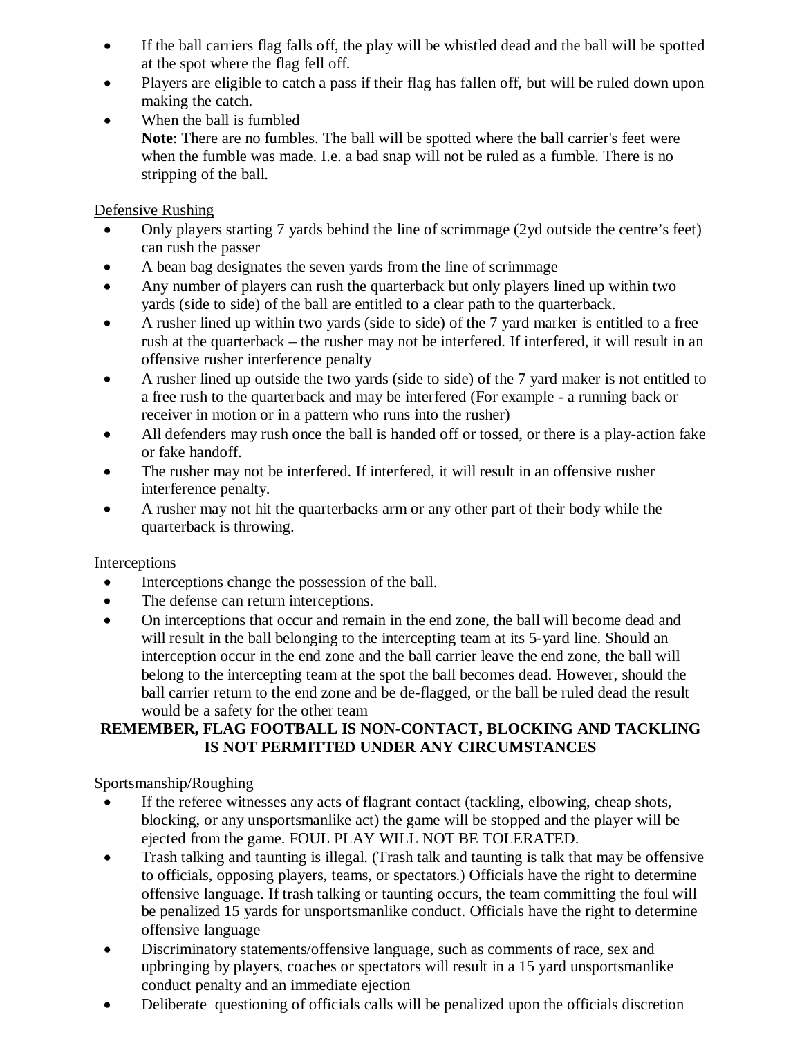- If the ball carriers flag falls off, the play will be whistled dead and the ball will be spotted at the spot where the flag fell off.
- Players are eligible to catch a pass if their flag has fallen off, but will be ruled down upon making the catch.
- When the ball is fumbled
  **Note**: There are no fumbles. The ball will be spotted where the ball carrier's feet were when the fumble was made. I.e. a bad snap will not be ruled as a fumble. There is no stripping of the ball.

<u>Defensive Rushing</u>

- Only players starting 7 yards behind the line of scrimmage (2yd outside the centre's feet) can rush the passer
- A bean bag designates the seven yards from the line of scrimmage
- Any number of players can rush the quarterback but only players lined up within two yards (side to side) of the ball are entitled to a clear path to the quarterback.
- A rusher lined up within two yards (side to side) of the 7 yard marker is entitled to a free rush at the quarterback – the rusher may not be interfered. If interfered, it will result in an offensive rusher interference penalty
- A rusher lined up outside the two yards (side to side) of the 7 yard maker is not entitled to a free rush to the quarterback and may be interfered (For example - a running back or receiver in motion or in a pattern who runs into the rusher)
- All defenders may rush once the ball is handed off or tossed, or there is a play-action fake or fake handoff.
- The rusher may not be interfered. If interfered, it will result in an offensive rusher interference penalty.
- A rusher may not hit the quarterbacks arm or any other part of their body while the quarterback is throwing.

<u>Interceptions</u>

- Interceptions change the possession of the ball.
- The defense can return interceptions.
- On interceptions that occur and remain in the end zone, the ball will become dead and will result in the ball belonging to the intercepting team at its 5-yard line. Should an interception occur in the end zone and the ball carrier leave the end zone, the ball will belong to the intercepting team at the spot the ball becomes dead. However, should the ball carrier return to the end zone and be de-flagged, or the ball be ruled dead the result would be a safety for the other team

**REMEMBER, FLAG FOOTBALL IS NON-CONTACT, BLOCKING AND TACKLING IS NOT PERMITTED UNDER ANY CIRCUMSTANCES**

<u>Sportsmanship/Roughing</u>

- If the referee witnesses any acts of flagrant contact (tackling, elbowing, cheap shots, blocking, or any unsportsmanlike act) the game will be stopped and the player will be ejected from the game. FOUL PLAY WILL NOT BE TOLERATED.
- Trash talking and taunting is illegal. (Trash talk and taunting is talk that may be offensive to officials, opposing players, teams, or spectators.) Officials have the right to determine offensive language. If trash talking or taunting occurs, the team committing the foul will be penalized 15 yards for unsportsmanlike conduct. Officials have the right to determine offensive language
- Discriminatory statements/offensive language, such as comments of race, sex and upbringing by players, coaches or spectators will result in a 15 yard unsportsmanlike conduct penalty and an immediate ejection
- Deliberate questioning of officials calls will be penalized upon the officials discretion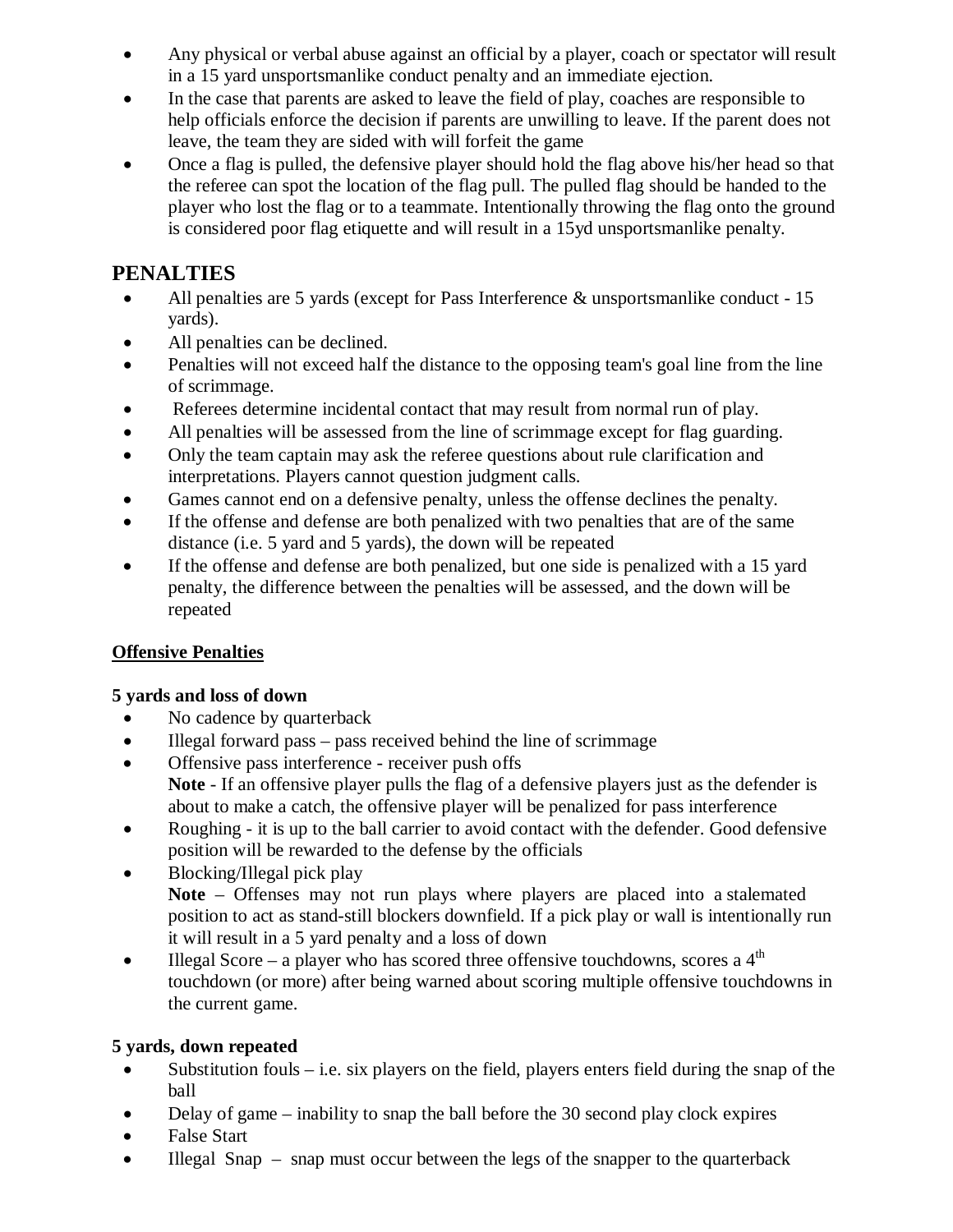- Any physical or verbal abuse against an official by a player, coach or spectator will result in a 15 yard unsportsmanlike conduct penalty and an immediate ejection.
- In the case that parents are asked to leave the field of play, coaches are responsible to help officials enforce the decision if parents are unwilling to leave. If the parent does not leave, the team they are sided with will forfeit the game
- Once a flag is pulled, the defensive player should hold the flag above his/her head so that the referee can spot the location of the flag pull. The pulled flag should be handed to the player who lost the flag or to a teammate. Intentionally throwing the flag onto the ground is considered poor flag etiquette and will result in a 15yd unsportsmanlike penalty.

## PENALTIES

- All penalties are 5 yards (except for Pass Interference & unsportsmanlike conduct - 15 yards).
- All penalties can be declined.
- Penalties will not exceed half the distance to the opposing team's goal line from the line of scrimmage.
- Referees determine incidental contact that may result from normal run of play.
- All penalties will be assessed from the line of scrimmage except for flag guarding.
- Only the team captain may ask the referee questions about rule clarification and interpretations. Players cannot question judgment calls.
- Games cannot end on a defensive penalty, unless the offense declines the penalty.
- If the offense and defense are both penalized with two penalties that are of the same distance (i.e. 5 yard and 5 yards), the down will be repeated
- If the offense and defense are both penalized, but one side is penalized with a 15 yard penalty, the difference between the penalties will be assessed, and the down will be repeated

### Offensive Penalties

**5 yards and loss of down**

- No cadence by quarterback
- Illegal forward pass – pass received behind the line of scrimmage
- Offensive pass interference - receiver push offs
  **Note** - If an offensive player pulls the flag of a defensive players just as the defender is about to make a catch, the offensive player will be penalized for pass interference
- Roughing - it is up to the ball carrier to avoid contact with the defender. Good defensive position will be rewarded to the defense by the officials
- Blocking/Illegal pick play
  **Note** – Offenses may not run plays where players are placed into a stalemated position to act as stand-still blockers downfield. If a pick play or wall is intentionally run it will result in a 5 yard penalty and a loss of down
- Illegal Score – a player who has scored three offensive touchdowns, scores a 4th touchdown (or more) after being warned about scoring multiple offensive touchdowns in the current game.

**5 yards, down repeated**

- Substitution fouls – i.e. six players on the field, players enters field during the snap of the ball
- Delay of game – inability to snap the ball before the 30 second play clock expires
- False Start
- Illegal Snap – snap must occur between the legs of the snapper to the quarterback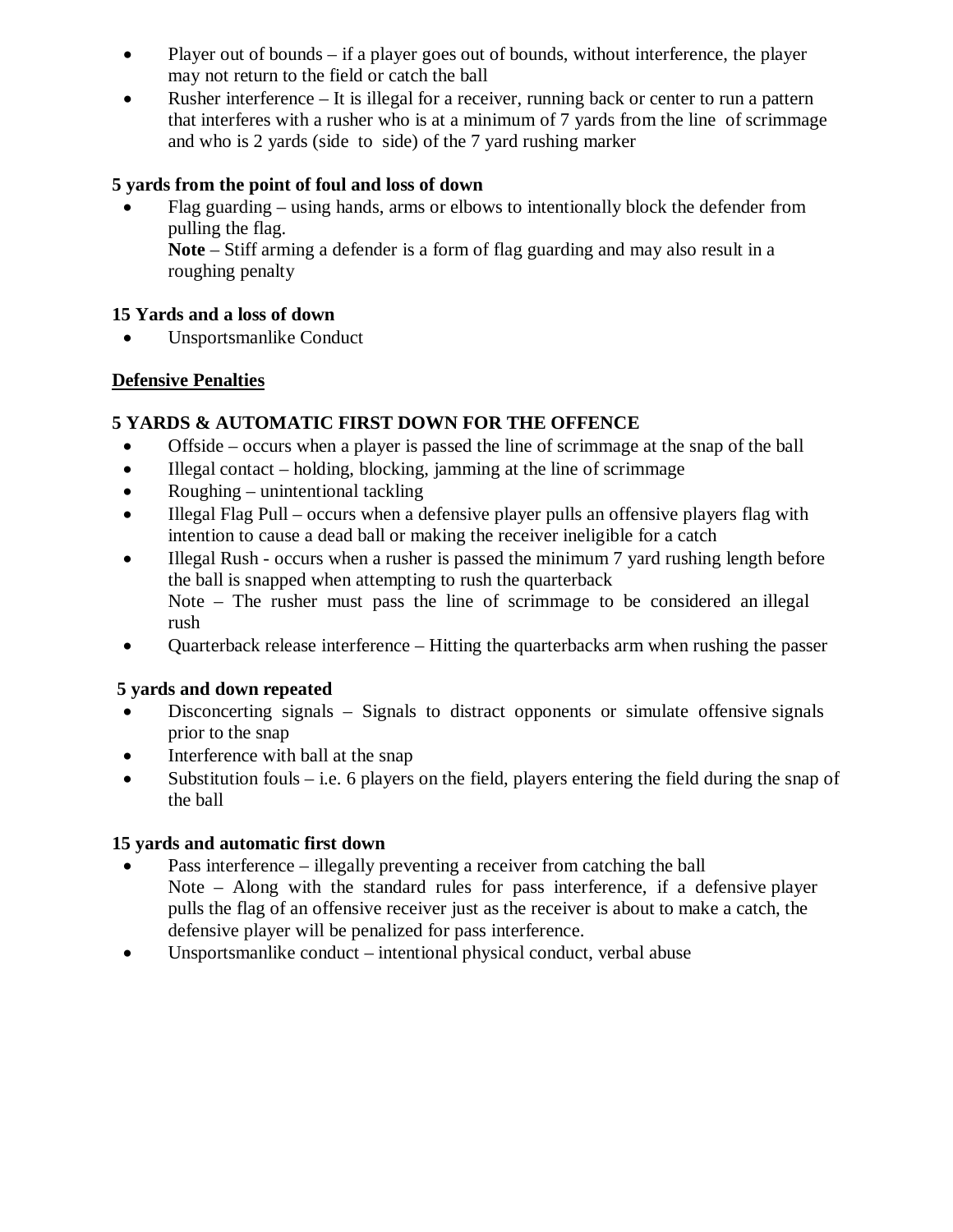- Player out of bounds – if a player goes out of bounds, without interference, the player may not return to the field or catch the ball
- Rusher interference – It is illegal for a receiver, running back or center to run a pattern that interferes with a rusher who is at a minimum of 7 yards from the line of scrimmage and who is 2 yards (side to side) of the 7 yard rushing marker

**5 yards from the point of foul and loss of down**

- Flag guarding – using hands, arms or elbows to intentionally block the defender from pulling the flag.
  **Note** – Stiff arming a defender is a form of flag guarding and may also result in a roughing penalty

**15 Yards and a loss of down**

- Unsportsmanlike Conduct

**<u>Defensive Penalties</u>**

**5 YARDS & AUTOMATIC FIRST DOWN FOR THE OFFENCE**

- Offside – occurs when a player is passed the line of scrimmage at the snap of the ball
- Illegal contact – holding, blocking, jamming at the line of scrimmage
- Roughing – unintentional tackling
- Illegal Flag Pull – occurs when a defensive player pulls an offensive players flag with intention to cause a dead ball or making the receiver ineligible for a catch
- Illegal Rush - occurs when a rusher is passed the minimum 7 yard rushing length before the ball is snapped when attempting to rush the quarterback
  Note – The rusher must pass the line of scrimmage to be considered an illegal rush
- Quarterback release interference – Hitting the quarterbacks arm when rushing the passer

**5 yards and down repeated**

- Disconcerting signals – Signals to distract opponents or simulate offensive signals prior to the snap
- Interference with ball at the snap
- Substitution fouls – i.e. 6 players on the field, players entering the field during the snap of the ball

**15 yards and automatic first down**

- Pass interference – illegally preventing a receiver from catching the ball
  Note – Along with the standard rules for pass interference, if a defensive player pulls the flag of an offensive receiver just as the receiver is about to make a catch, the defensive player will be penalized for pass interference.
- Unsportsmanlike conduct – intentional physical conduct, verbal abuse